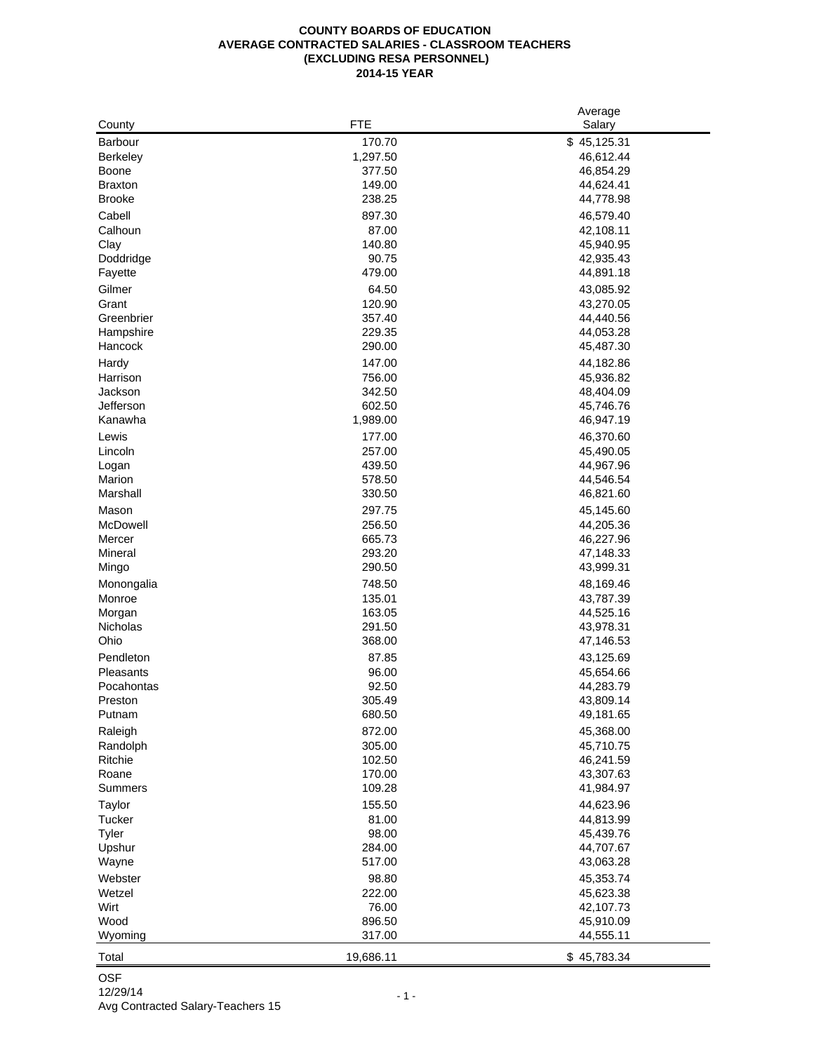**COUNTY BOARDS OF EDUCATION**
**AVERAGE CONTRACTED SALARIES - CLASSROOM TEACHERS**
**(EXCLUDING RESA PERSONNEL)**
**2014-15 YEAR**

| County | FTE | Average Salary |
|---|---|---|
| Barbour | 170.70 | $ 45,125.31 |
| Berkeley | 1,297.50 | 46,612.44 |
| Boone | 377.50 | 46,854.29 |
| Braxton | 149.00 | 44,624.41 |
| Brooke | 238.25 | 44,778.98 |
| Cabell | 897.30 | 46,579.40 |
| Calhoun | 87.00 | 42,108.11 |
| Clay | 140.80 | 45,940.95 |
| Doddridge | 90.75 | 42,935.43 |
| Fayette | 479.00 | 44,891.18 |
| Gilmer | 64.50 | 43,085.92 |
| Grant | 120.90 | 43,270.05 |
| Greenbrier | 357.40 | 44,440.56 |
| Hampshire | 229.35 | 44,053.28 |
| Hancock | 290.00 | 45,487.30 |
| Hardy | 147.00 | 44,182.86 |
| Harrison | 756.00 | 45,936.82 |
| Jackson | 342.50 | 48,404.09 |
| Jefferson | 602.50 | 45,746.76 |
| Kanawha | 1,989.00 | 46,947.19 |
| Lewis | 177.00 | 46,370.60 |
| Lincoln | 257.00 | 45,490.05 |
| Logan | 439.50 | 44,967.96 |
| Marion | 578.50 | 44,546.54 |
| Marshall | 330.50 | 46,821.60 |
| Mason | 297.75 | 45,145.60 |
| McDowell | 256.50 | 44,205.36 |
| Mercer | 665.73 | 46,227.96 |
| Mineral | 293.20 | 47,148.33 |
| Mingo | 290.50 | 43,999.31 |
| Monongalia | 748.50 | 48,169.46 |
| Monroe | 135.01 | 43,787.39 |
| Morgan | 163.05 | 44,525.16 |
| Nicholas | 291.50 | 43,978.31 |
| Ohio | 368.00 | 47,146.53 |
| Pendleton | 87.85 | 43,125.69 |
| Pleasants | 96.00 | 45,654.66 |
| Pocahontas | 92.50 | 44,283.79 |
| Preston | 305.49 | 43,809.14 |
| Putnam | 680.50 | 49,181.65 |
| Raleigh | 872.00 | 45,368.00 |
| Randolph | 305.00 | 45,710.75 |
| Ritchie | 102.50 | 46,241.59 |
| Roane | 170.00 | 43,307.63 |
| Summers | 109.28 | 41,984.97 |
| Taylor | 155.50 | 44,623.96 |
| Tucker | 81.00 | 44,813.99 |
| Tyler | 98.00 | 45,439.76 |
| Upshur | 284.00 | 44,707.67 |
| Wayne | 517.00 | 43,063.28 |
| Webster | 98.80 | 45,353.74 |
| Wetzel | 222.00 | 45,623.38 |
| Wirt | 76.00 | 42,107.73 |
| Wood | 896.50 | 45,910.09 |
| Wyoming | 317.00 | 44,555.11 |
| Total | 19,686.11 | $ 45,783.34 |

OSF
12/29/14
Avg Contracted Salary-Teachers 15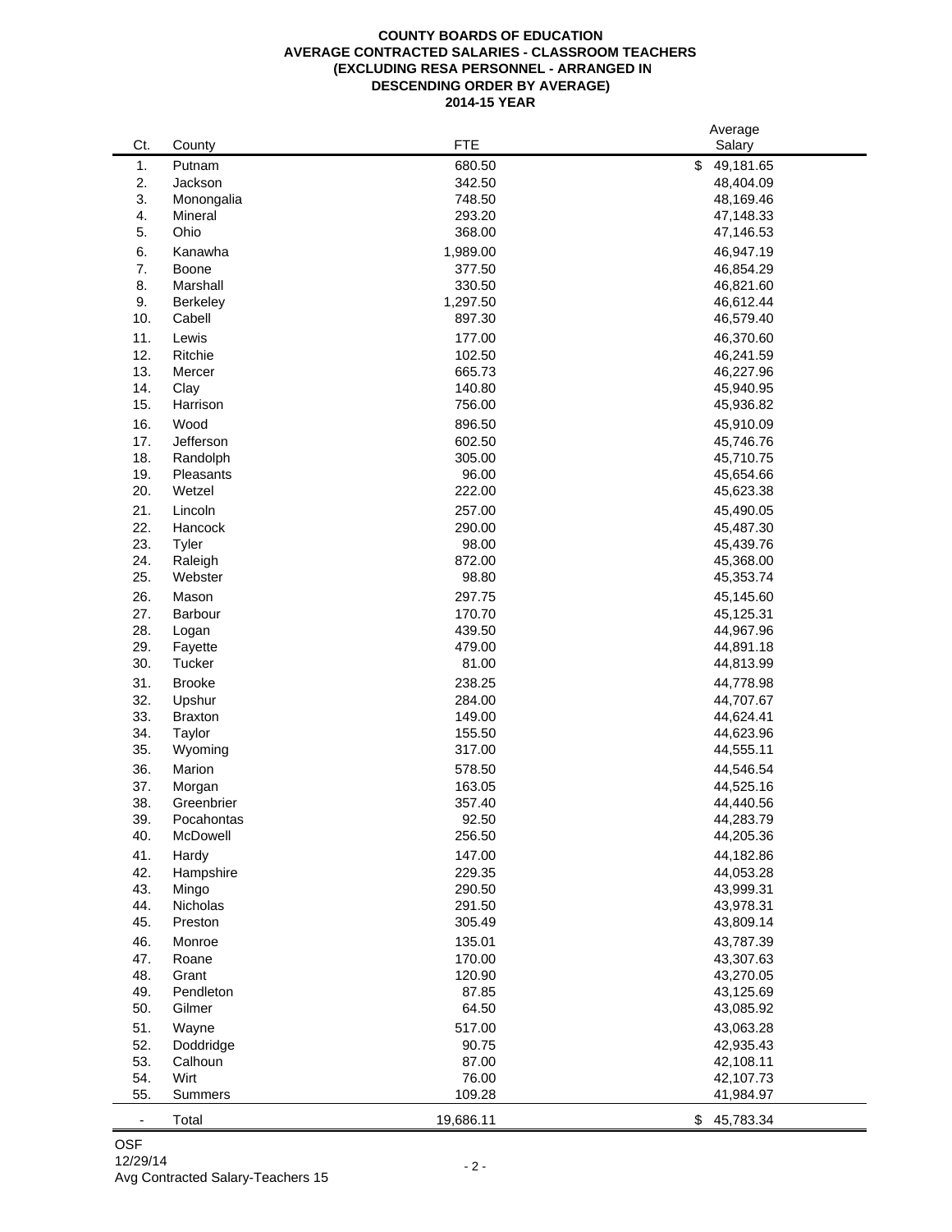**COUNTY BOARDS OF EDUCATION**
**AVERAGE CONTRACTED SALARIES - CLASSROOM TEACHERS**
**(EXCLUDING RESA PERSONNEL - ARRANGED IN**
**DESCENDING ORDER BY AVERAGE)**
**2014-15 YEAR**

| Ct. | County | FTE | Average Salary |
|---|---|---|---|
| 1. | Putnam | 680.50 | $ 49,181.65 |
| 2. | Jackson | 342.50 | 48,404.09 |
| 3. | Monongalia | 748.50 | 48,169.46 |
| 4. | Mineral | 293.20 | 47,148.33 |
| 5. | Ohio | 368.00 | 47,146.53 |
| 6. | Kanawha | 1,989.00 | 46,947.19 |
| 7. | Boone | 377.50 | 46,854.29 |
| 8. | Marshall | 330.50 | 46,821.60 |
| 9. | Berkeley | 1,297.50 | 46,612.44 |
| 10. | Cabell | 897.30 | 46,579.40 |
| 11. | Lewis | 177.00 | 46,370.60 |
| 12. | Ritchie | 102.50 | 46,241.59 |
| 13. | Mercer | 665.73 | 46,227.96 |
| 14. | Clay | 140.80 | 45,940.95 |
| 15. | Harrison | 756.00 | 45,936.82 |
| 16. | Wood | 896.50 | 45,910.09 |
| 17. | Jefferson | 602.50 | 45,746.76 |
| 18. | Randolph | 305.00 | 45,710.75 |
| 19. | Pleasants | 96.00 | 45,654.66 |
| 20. | Wetzel | 222.00 | 45,623.38 |
| 21. | Lincoln | 257.00 | 45,490.05 |
| 22. | Hancock | 290.00 | 45,487.30 |
| 23. | Tyler | 98.00 | 45,439.76 |
| 24. | Raleigh | 872.00 | 45,368.00 |
| 25. | Webster | 98.80 | 45,353.74 |
| 26. | Mason | 297.75 | 45,145.60 |
| 27. | Barbour | 170.70 | 45,125.31 |
| 28. | Logan | 439.50 | 44,967.96 |
| 29. | Fayette | 479.00 | 44,891.18 |
| 30. | Tucker | 81.00 | 44,813.99 |
| 31. | Brooke | 238.25 | 44,778.98 |
| 32. | Upshur | 284.00 | 44,707.67 |
| 33. | Braxton | 149.00 | 44,624.41 |
| 34. | Taylor | 155.50 | 44,623.96 |
| 35. | Wyoming | 317.00 | 44,555.11 |
| 36. | Marion | 578.50 | 44,546.54 |
| 37. | Morgan | 163.05 | 44,525.16 |
| 38. | Greenbrier | 357.40 | 44,440.56 |
| 39. | Pocahontas | 92.50 | 44,283.79 |
| 40. | McDowell | 256.50 | 44,205.36 |
| 41. | Hardy | 147.00 | 44,182.86 |
| 42. | Hampshire | 229.35 | 44,053.28 |
| 43. | Mingo | 290.50 | 43,999.31 |
| 44. | Nicholas | 291.50 | 43,978.31 |
| 45. | Preston | 305.49 | 43,809.14 |
| 46. | Monroe | 135.01 | 43,787.39 |
| 47. | Roane | 170.00 | 43,307.63 |
| 48. | Grant | 120.90 | 43,270.05 |
| 49. | Pendleton | 87.85 | 43,125.69 |
| 50. | Gilmer | 64.50 | 43,085.92 |
| 51. | Wayne | 517.00 | 43,063.28 |
| 52. | Doddridge | 90.75 | 42,935.43 |
| 53. | Calhoun | 87.00 | 42,108.11 |
| 54. | Wirt | 76.00 | 42,107.73 |
| 55. | Summers | 109.28 | 41,984.97 |
| - | Total | 19,686.11 | $ 45,783.34 |

OSF
12/29/14
Avg Contracted Salary-Teachers 15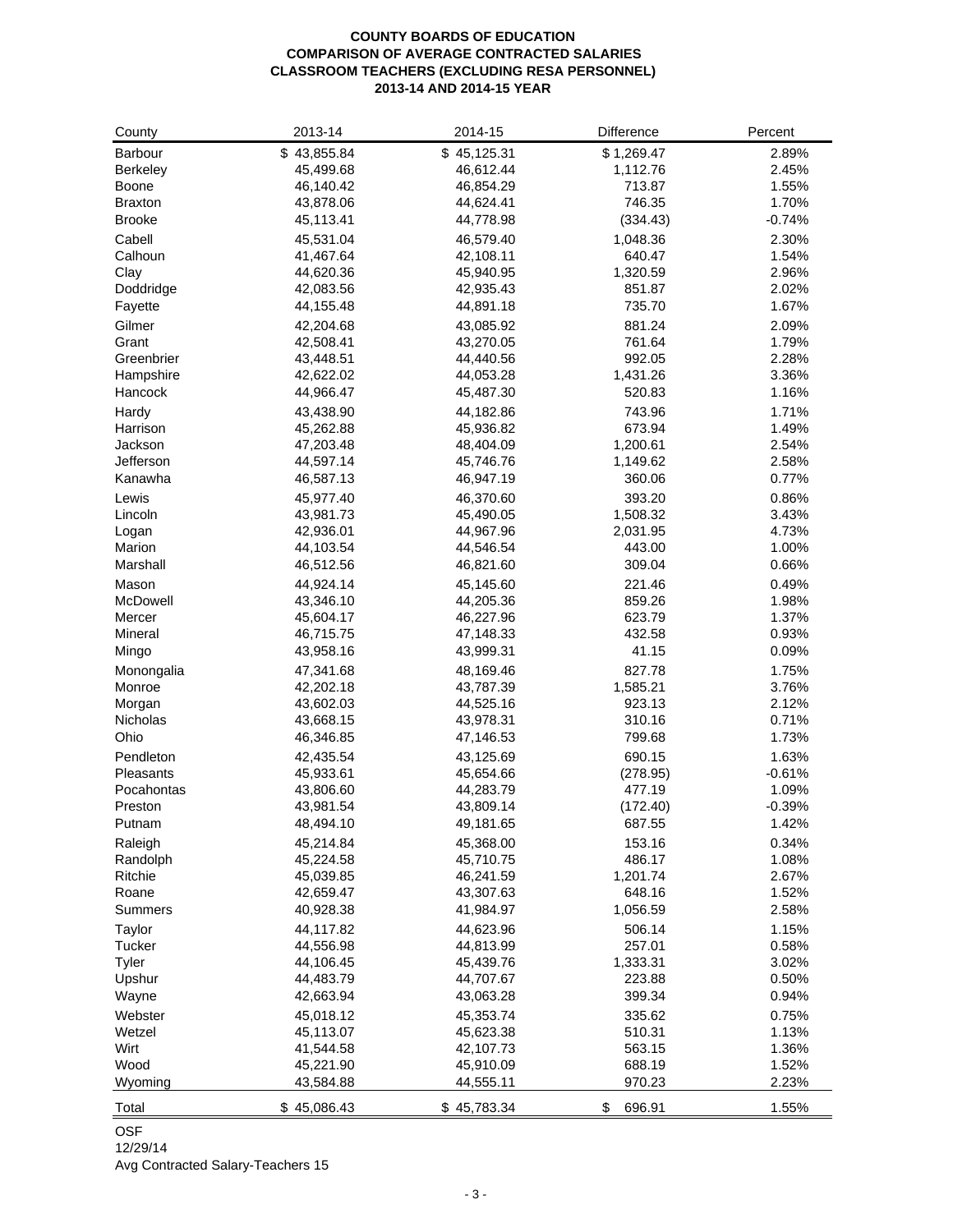**COUNTY BOARDS OF EDUCATION**
**COMPARISON OF AVERAGE CONTRACTED SALARIES**
**CLASSROOM TEACHERS (EXCLUDING RESA PERSONNEL)**
**2013-14 AND 2014-15 YEAR**

| County | 2013-14 | 2014-15 | Difference | Percent |
|---|---|---|---|---|
| Barbour | $ 43,855.84 | $ 45,125.31 | $ 1,269.47 | 2.89% |
| Berkeley | 45,499.68 | 46,612.44 | 1,112.76 | 2.45% |
| Boone | 46,140.42 | 46,854.29 | 713.87 | 1.55% |
| Braxton | 43,878.06 | 44,624.41 | 746.35 | 1.70% |
| Brooke | 45,113.41 | 44,778.98 | (334.43) | -0.74% |
| Cabell | 45,531.04 | 46,579.40 | 1,048.36 | 2.30% |
| Calhoun | 41,467.64 | 42,108.11 | 640.47 | 1.54% |
| Clay | 44,620.36 | 45,940.95 | 1,320.59 | 2.96% |
| Doddridge | 42,083.56 | 42,935.43 | 851.87 | 2.02% |
| Fayette | 44,155.48 | 44,891.18 | 735.70 | 1.67% |
| Gilmer | 42,204.68 | 43,085.92 | 881.24 | 2.09% |
| Grant | 42,508.41 | 43,270.05 | 761.64 | 1.79% |
| Greenbrier | 43,448.51 | 44,440.56 | 992.05 | 2.28% |
| Hampshire | 42,622.02 | 44,053.28 | 1,431.26 | 3.36% |
| Hancock | 44,966.47 | 45,487.30 | 520.83 | 1.16% |
| Hardy | 43,438.90 | 44,182.86 | 743.96 | 1.71% |
| Harrison | 45,262.88 | 45,936.82 | 673.94 | 1.49% |
| Jackson | 47,203.48 | 48,404.09 | 1,200.61 | 2.54% |
| Jefferson | 44,597.14 | 45,746.76 | 1,149.62 | 2.58% |
| Kanawha | 46,587.13 | 46,947.19 | 360.06 | 0.77% |
| Lewis | 45,977.40 | 46,370.60 | 393.20 | 0.86% |
| Lincoln | 43,981.73 | 45,490.05 | 1,508.32 | 3.43% |
| Logan | 42,936.01 | 44,967.96 | 2,031.95 | 4.73% |
| Marion | 44,103.54 | 44,546.54 | 443.00 | 1.00% |
| Marshall | 46,512.56 | 46,821.60 | 309.04 | 0.66% |
| Mason | 44,924.14 | 45,145.60 | 221.46 | 0.49% |
| McDowell | 43,346.10 | 44,205.36 | 859.26 | 1.98% |
| Mercer | 45,604.17 | 46,227.96 | 623.79 | 1.37% |
| Mineral | 46,715.75 | 47,148.33 | 432.58 | 0.93% |
| Mingo | 43,958.16 | 43,999.31 | 41.15 | 0.09% |
| Monongalia | 47,341.68 | 48,169.46 | 827.78 | 1.75% |
| Monroe | 42,202.18 | 43,787.39 | 1,585.21 | 3.76% |
| Morgan | 43,602.03 | 44,525.16 | 923.13 | 2.12% |
| Nicholas | 43,668.15 | 43,978.31 | 310.16 | 0.71% |
| Ohio | 46,346.85 | 47,146.53 | 799.68 | 1.73% |
| Pendleton | 42,435.54 | 43,125.69 | 690.15 | 1.63% |
| Pleasants | 45,933.61 | 45,654.66 | (278.95) | -0.61% |
| Pocahontas | 43,806.60 | 44,283.79 | 477.19 | 1.09% |
| Preston | 43,981.54 | 43,809.14 | (172.40) | -0.39% |
| Putnam | 48,494.10 | 49,181.65 | 687.55 | 1.42% |
| Raleigh | 45,214.84 | 45,368.00 | 153.16 | 0.34% |
| Randolph | 45,224.58 | 45,710.75 | 486.17 | 1.08% |
| Ritchie | 45,039.85 | 46,241.59 | 1,201.74 | 2.67% |
| Roane | 42,659.47 | 43,307.63 | 648.16 | 1.52% |
| Summers | 40,928.38 | 41,984.97 | 1,056.59 | 2.58% |
| Taylor | 44,117.82 | 44,623.96 | 506.14 | 1.15% |
| Tucker | 44,556.98 | 44,813.99 | 257.01 | 0.58% |
| Tyler | 44,106.45 | 45,439.76 | 1,333.31 | 3.02% |
| Upshur | 44,483.79 | 44,707.67 | 223.88 | 0.50% |
| Wayne | 42,663.94 | 43,063.28 | 399.34 | 0.94% |
| Webster | 45,018.12 | 45,353.74 | 335.62 | 0.75% |
| Wetzel | 45,113.07 | 45,623.38 | 510.31 | 1.13% |
| Wirt | 41,544.58 | 42,107.73 | 563.15 | 1.36% |
| Wood | 45,221.90 | 45,910.09 | 688.19 | 1.52% |
| Wyoming | 43,584.88 | 44,555.11 | 970.23 | 2.23% |
| Total | $ 45,086.43 | $ 45,783.34 | $ 696.91 | 1.55% |

OSF
12/29/14
Avg Contracted Salary-Teachers 15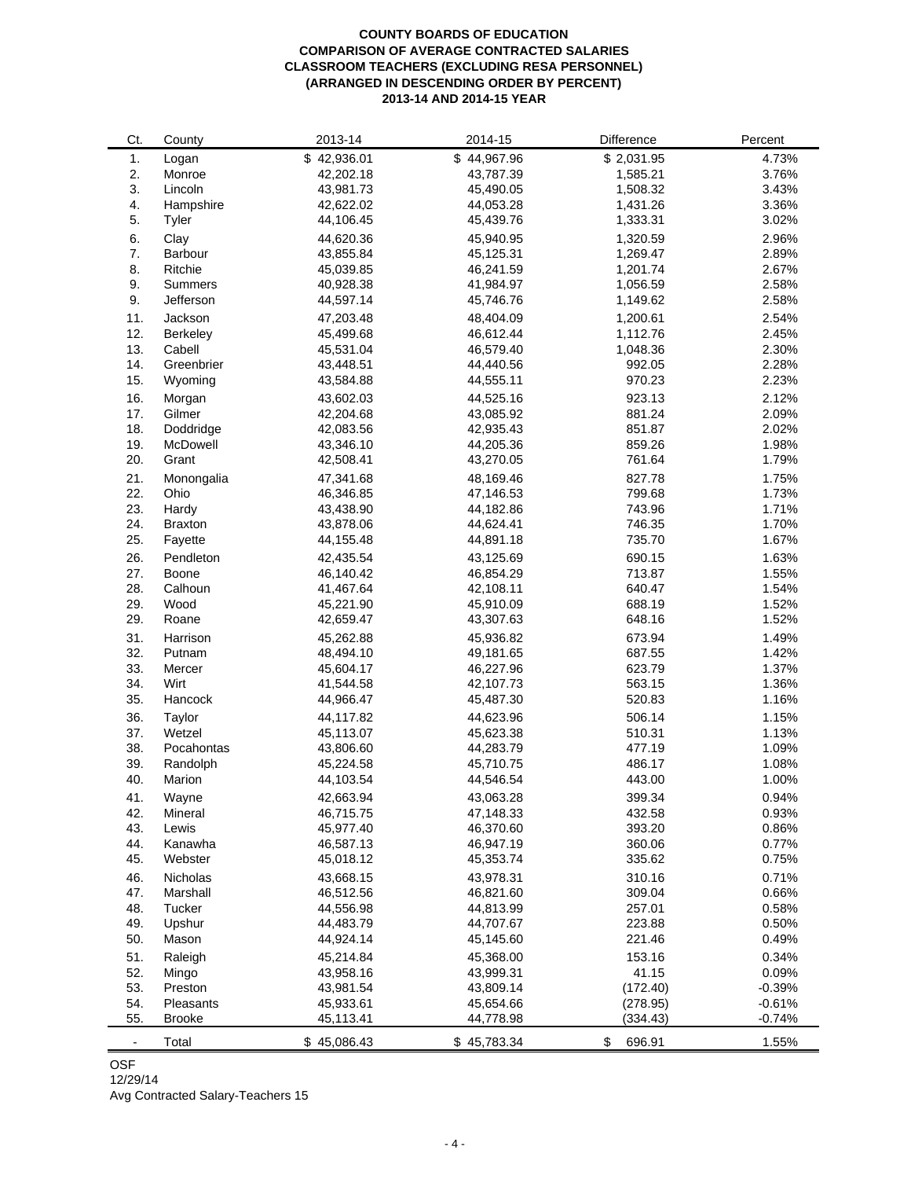**COUNTY BOARDS OF EDUCATION**
**COMPARISON OF AVERAGE CONTRACTED SALARIES**
**CLASSROOM TEACHERS (EXCLUDING RESA PERSONNEL)**
**(ARRANGED IN DESCENDING ORDER BY PERCENT)**
**2013-14 AND 2014-15 YEAR**

| Ct. | County | 2013-14 | 2014-15 | Difference | Percent |
|---|---|---|---|---|---|
| 1. | Logan | $ 42,936.01 | $ 44,967.96 | $ 2,031.95 | 4.73% |
| 2. | Monroe | 42,202.18 | 43,787.39 | 1,585.21 | 3.76% |
| 3. | Lincoln | 43,981.73 | 45,490.05 | 1,508.32 | 3.43% |
| 4. | Hampshire | 42,622.02 | 44,053.28 | 1,431.26 | 3.36% |
| 5. | Tyler | 44,106.45 | 45,439.76 | 1,333.31 | 3.02% |
| 6. | Clay | 44,620.36 | 45,940.95 | 1,320.59 | 2.96% |
| 7. | Barbour | 43,855.84 | 45,125.31 | 1,269.47 | 2.89% |
| 8. | Ritchie | 45,039.85 | 46,241.59 | 1,201.74 | 2.67% |
| 9. | Summers | 40,928.38 | 41,984.97 | 1,056.59 | 2.58% |
| 9. | Jefferson | 44,597.14 | 45,746.76 | 1,149.62 | 2.58% |
| 11. | Jackson | 47,203.48 | 48,404.09 | 1,200.61 | 2.54% |
| 12. | Berkeley | 45,499.68 | 46,612.44 | 1,112.76 | 2.45% |
| 13. | Cabell | 45,531.04 | 46,579.40 | 1,048.36 | 2.30% |
| 14. | Greenbrier | 43,448.51 | 44,440.56 | 992.05 | 2.28% |
| 15. | Wyoming | 43,584.88 | 44,555.11 | 970.23 | 2.23% |
| 16. | Morgan | 43,602.03 | 44,525.16 | 923.13 | 2.12% |
| 17. | Gilmer | 42,204.68 | 43,085.92 | 881.24 | 2.09% |
| 18. | Doddridge | 42,083.56 | 42,935.43 | 851.87 | 2.02% |
| 19. | McDowell | 43,346.10 | 44,205.36 | 859.26 | 1.98% |
| 20. | Grant | 42,508.41 | 43,270.05 | 761.64 | 1.79% |
| 21. | Monongalia | 47,341.68 | 48,169.46 | 827.78 | 1.75% |
| 22. | Ohio | 46,346.85 | 47,146.53 | 799.68 | 1.73% |
| 23. | Hardy | 43,438.90 | 44,182.86 | 743.96 | 1.71% |
| 24. | Braxton | 43,878.06 | 44,624.41 | 746.35 | 1.70% |
| 25. | Fayette | 44,155.48 | 44,891.18 | 735.70 | 1.67% |
| 26. | Pendleton | 42,435.54 | 43,125.69 | 690.15 | 1.63% |
| 27. | Boone | 46,140.42 | 46,854.29 | 713.87 | 1.55% |
| 28. | Calhoun | 41,467.64 | 42,108.11 | 640.47 | 1.54% |
| 29. | Wood | 45,221.90 | 45,910.09 | 688.19 | 1.52% |
| 29. | Roane | 42,659.47 | 43,307.63 | 648.16 | 1.52% |
| 31. | Harrison | 45,262.88 | 45,936.82 | 673.94 | 1.49% |
| 32. | Putnam | 48,494.10 | 49,181.65 | 687.55 | 1.42% |
| 33. | Mercer | 45,604.17 | 46,227.96 | 623.79 | 1.37% |
| 34. | Wirt | 41,544.58 | 42,107.73 | 563.15 | 1.36% |
| 35. | Hancock | 44,966.47 | 45,487.30 | 520.83 | 1.16% |
| 36. | Taylor | 44,117.82 | 44,623.96 | 506.14 | 1.15% |
| 37. | Wetzel | 45,113.07 | 45,623.38 | 510.31 | 1.13% |
| 38. | Pocahontas | 43,806.60 | 44,283.79 | 477.19 | 1.09% |
| 39. | Randolph | 45,224.58 | 45,710.75 | 486.17 | 1.08% |
| 40. | Marion | 44,103.54 | 44,546.54 | 443.00 | 1.00% |
| 41. | Wayne | 42,663.94 | 43,063.28 | 399.34 | 0.94% |
| 42. | Mineral | 46,715.75 | 47,148.33 | 432.58 | 0.93% |
| 43. | Lewis | 45,977.40 | 46,370.60 | 393.20 | 0.86% |
| 44. | Kanawha | 46,587.13 | 46,947.19 | 360.06 | 0.77% |
| 45. | Webster | 45,018.12 | 45,353.74 | 335.62 | 0.75% |
| 46. | Nicholas | 43,668.15 | 43,978.31 | 310.16 | 0.71% |
| 47. | Marshall | 46,512.56 | 46,821.60 | 309.04 | 0.66% |
| 48. | Tucker | 44,556.98 | 44,813.99 | 257.01 | 0.58% |
| 49. | Upshur | 44,483.79 | 44,707.67 | 223.88 | 0.50% |
| 50. | Mason | 44,924.14 | 45,145.60 | 221.46 | 0.49% |
| 51. | Raleigh | 45,214.84 | 45,368.00 | 153.16 | 0.34% |
| 52. | Mingo | 43,958.16 | 43,999.31 | 41.15 | 0.09% |
| 53. | Preston | 43,981.54 | 43,809.14 | (172.40) | -0.39% |
| 54. | Pleasants | 45,933.61 | 45,654.66 | (278.95) | -0.61% |
| 55. | Brooke | 45,113.41 | 44,778.98 | (334.43) | -0.74% |
| - | Total | $ 45,086.43 | $ 45,783.34 | $ 696.91 | 1.55% |

OSF
12/29/14
Avg Contracted Salary-Teachers 15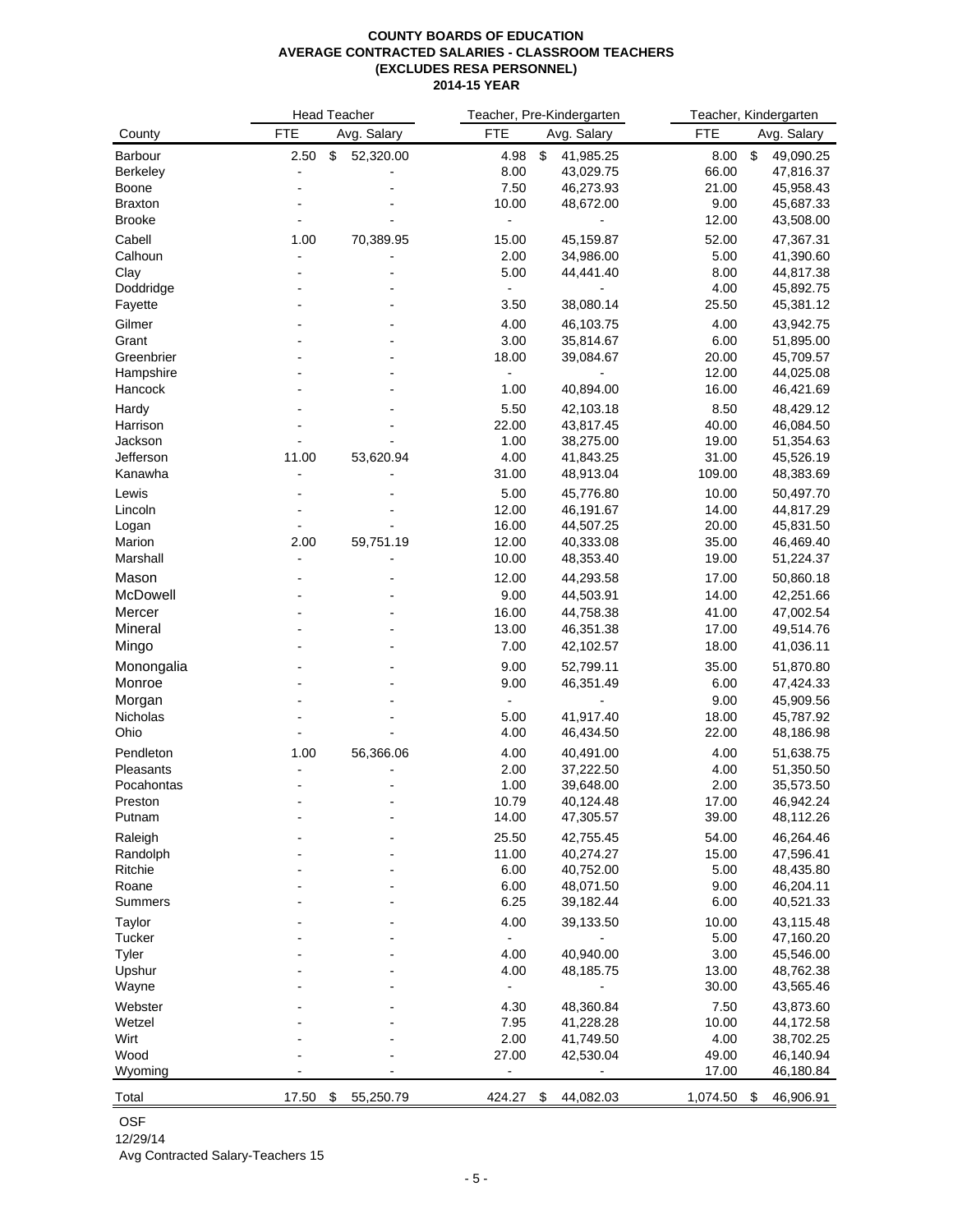**COUNTY BOARDS OF EDUCATION**
**AVERAGE CONTRACTED SALARIES - CLASSROOM TEACHERS**
**(EXCLUDES RESA PERSONNEL)**
**2014-15 YEAR**

| | Head Teacher | | Teacher, Pre-Kindergarten | | Teacher, Kindergarten | |
|---|---|---|---|---|---|---|
| County | FTE | Avg. Salary | FTE | Avg. Salary | FTE | Avg. Salary |
| Barbour | 2.50 | $ 52,320.00 | 4.98 | $ 41,985.25 | 8.00 | $ 49,090.25 |
| Berkeley | - | - | 8.00 | 43,029.75 | 66.00 | 47,816.37 |
| Boone | - | - | 7.50 | 46,273.93 | 21.00 | 45,958.43 |
| Braxton | - | - | 10.00 | 48,672.00 | 9.00 | 45,687.33 |
| Brooke | - | - | - | - | 12.00 | 43,508.00 |
| Cabell | 1.00 | 70,389.95 | 15.00 | 45,159.87 | 52.00 | 47,367.31 |
| Calhoun | - | - | 2.00 | 34,986.00 | 5.00 | 41,390.60 |
| Clay | - | - | 5.00 | 44,441.40 | 8.00 | 44,817.38 |
| Doddridge | - | - | - | - | 4.00 | 45,892.75 |
| Fayette | - | - | 3.50 | 38,080.14 | 25.50 | 45,381.12 |
| Gilmer | - | - | 4.00 | 46,103.75 | 4.00 | 43,942.75 |
| Grant | - | - | 3.00 | 35,814.67 | 6.00 | 51,895.00 |
| Greenbrier | - | - | 18.00 | 39,084.67 | 20.00 | 45,709.57 |
| Hampshire | - | - | - | - | 12.00 | 44,025.08 |
| Hancock | - | - | 1.00 | 40,894.00 | 16.00 | 46,421.69 |
| Hardy | - | - | 5.50 | 42,103.18 | 8.50 | 48,429.12 |
| Harrison | - | - | 22.00 | 43,817.45 | 40.00 | 46,084.50 |
| Jackson | - | - | 1.00 | 38,275.00 | 19.00 | 51,354.63 |
| Jefferson | 11.00 | 53,620.94 | 4.00 | 41,843.25 | 31.00 | 45,526.19 |
| Kanawha | - | - | 31.00 | 48,913.04 | 109.00 | 48,383.69 |
| Lewis | - | - | 5.00 | 45,776.80 | 10.00 | 50,497.70 |
| Lincoln | - | - | 12.00 | 46,191.67 | 14.00 | 44,817.29 |
| Logan | - | - | 16.00 | 44,507.25 | 20.00 | 45,831.50 |
| Marion | 2.00 | 59,751.19 | 12.00 | 40,333.08 | 35.00 | 46,469.40 |
| Marshall | - | - | 10.00 | 48,353.40 | 19.00 | 51,224.37 |
| Mason | - | - | 12.00 | 44,293.58 | 17.00 | 50,860.18 |
| McDowell | - | - | 9.00 | 44,503.91 | 14.00 | 42,251.66 |
| Mercer | - | - | 16.00 | 44,758.38 | 41.00 | 47,002.54 |
| Mineral | - | - | 13.00 | 46,351.38 | 17.00 | 49,514.76 |
| Mingo | - | - | 7.00 | 42,102.57 | 18.00 | 41,036.11 |
| Monongalia | - | - | 9.00 | 52,799.11 | 35.00 | 51,870.80 |
| Monroe | - | - | 9.00 | 46,351.49 | 6.00 | 47,424.33 |
| Morgan | - | - | - | - | 9.00 | 45,909.56 |
| Nicholas | - | - | 5.00 | 41,917.40 | 18.00 | 45,787.92 |
| Ohio | - | - | 4.00 | 46,434.50 | 22.00 | 48,186.98 |
| Pendleton | 1.00 | 56,366.06 | 4.00 | 40,491.00 | 4.00 | 51,638.75 |
| Pleasants | - | - | 2.00 | 37,222.50 | 4.00 | 51,350.50 |
| Pocahontas | - | - | 1.00 | 39,648.00 | 2.00 | 35,573.50 |
| Preston | - | - | 10.79 | 40,124.48 | 17.00 | 46,942.24 |
| Putnam | - | - | 14.00 | 47,305.57 | 39.00 | 48,112.26 |
| Raleigh | - | - | 25.50 | 42,755.45 | 54.00 | 46,264.46 |
| Randolph | - | - | 11.00 | 40,274.27 | 15.00 | 47,596.41 |
| Ritchie | - | - | 6.00 | 40,752.00 | 5.00 | 48,435.80 |
| Roane | - | - | 6.00 | 48,071.50 | 9.00 | 46,204.11 |
| Summers | - | - | 6.25 | 39,182.44 | 6.00 | 40,521.33 |
| Taylor | - | - | 4.00 | 39,133.50 | 10.00 | 43,115.48 |
| Tucker | - | - | - | - | 5.00 | 47,160.20 |
| Tyler | - | - | 4.00 | 40,940.00 | 3.00 | 45,546.00 |
| Upshur | - | - | 4.00 | 48,185.75 | 13.00 | 48,762.38 |
| Wayne | - | - | - | - | 30.00 | 43,565.46 |
| Webster | - | - | 4.30 | 48,360.84 | 7.50 | 43,873.60 |
| Wetzel | - | - | 7.95 | 41,228.28 | 10.00 | 44,172.58 |
| Wirt | - | - | 2.00 | 41,749.50 | 4.00 | 38,702.25 |
| Wood | - | - | 27.00 | 42,530.04 | 49.00 | 46,140.94 |
| Wyoming | - | - | - | - | 17.00 | 46,180.84 |
| Total | 17.50 | $ 55,250.79 | 424.27 | $ 44,082.03 | 1,074.50 | $ 46,906.91 |

OSF
12/29/14
Avg Contracted Salary-Teachers 15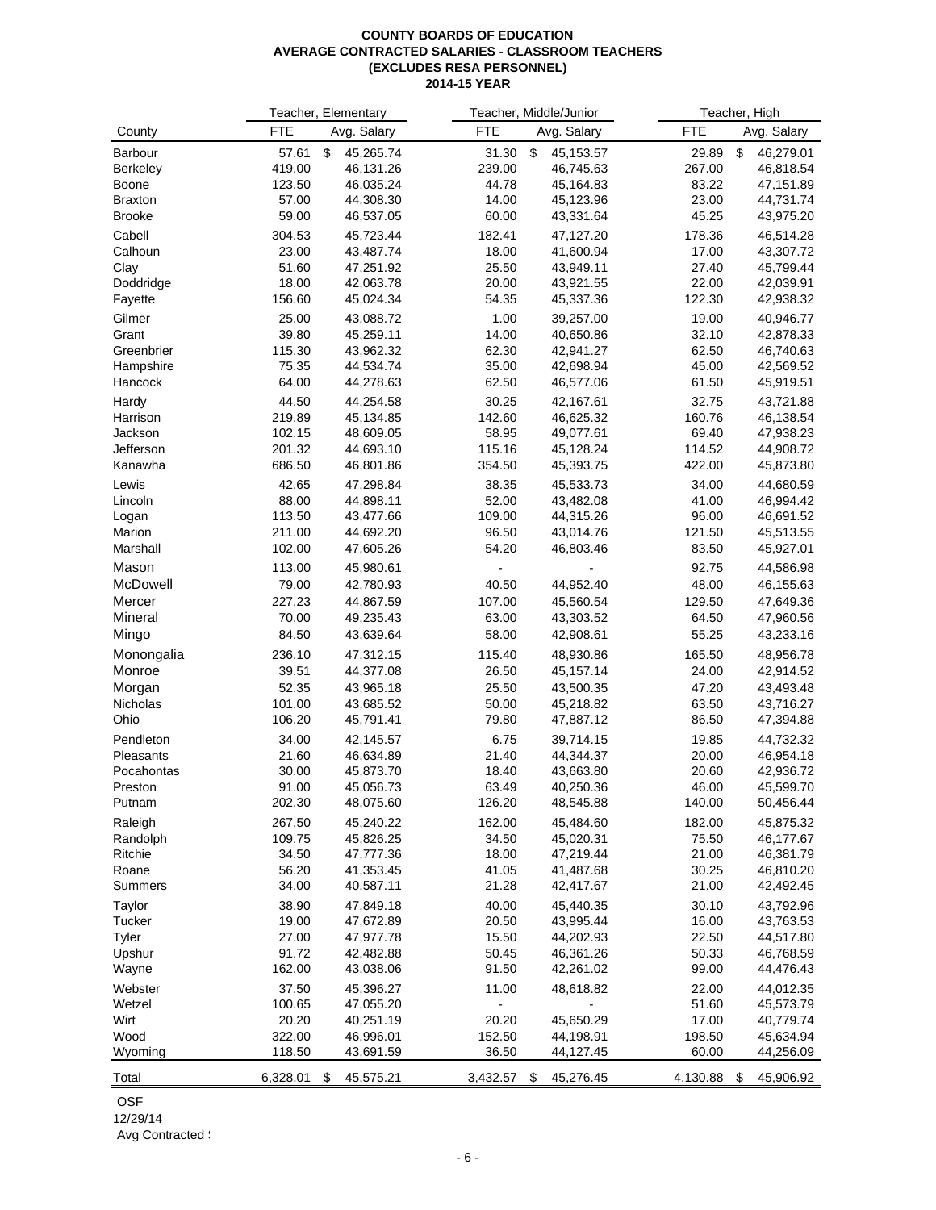**COUNTY BOARDS OF EDUCATION**
**AVERAGE CONTRACTED SALARIES - CLASSROOM TEACHERS**
**(EXCLUDES RESA PERSONNEL)**
**2014-15 YEAR**

| | Teacher, Elementary | | Teacher, Middle/Junior | | Teacher, High | |
|---|---|---|---|---|---|---|
| County | FTE | Avg. Salary | FTE | Avg. Salary | FTE | Avg. Salary |
| Barbour | 57.61 | $ 45,265.74 | 31.30 | $ 45,153.57 | 29.89 | $ 46,279.01 |
| Berkeley | 419.00 | 46,131.26 | 239.00 | 46,745.63 | 267.00 | 46,818.54 |
| Boone | 123.50 | 46,035.24 | 44.78 | 45,164.83 | 83.22 | 47,151.89 |
| Braxton | 57.00 | 44,308.30 | 14.00 | 45,123.96 | 23.00 | 44,731.74 |
| Brooke | 59.00 | 46,537.05 | 60.00 | 43,331.64 | 45.25 | 43,975.20 |
| Cabell | 304.53 | 45,723.44 | 182.41 | 47,127.20 | 178.36 | 46,514.28 |
| Calhoun | 23.00 | 43,487.74 | 18.00 | 41,600.94 | 17.00 | 43,307.72 |
| Clay | 51.60 | 47,251.92 | 25.50 | 43,949.11 | 27.40 | 45,799.44 |
| Doddridge | 18.00 | 42,063.78 | 20.00 | 43,921.55 | 22.00 | 42,039.91 |
| Fayette | 156.60 | 45,024.34 | 54.35 | 45,337.36 | 122.30 | 42,938.32 |
| Gilmer | 25.00 | 43,088.72 | 1.00 | 39,257.00 | 19.00 | 40,946.77 |
| Grant | 39.80 | 45,259.11 | 14.00 | 40,650.86 | 32.10 | 42,878.33 |
| Greenbrier | 115.30 | 43,962.32 | 62.30 | 42,941.27 | 62.50 | 46,740.63 |
| Hampshire | 75.35 | 44,534.74 | 35.00 | 42,698.94 | 45.00 | 42,569.52 |
| Hancock | 64.00 | 44,278.63 | 62.50 | 46,577.06 | 61.50 | 45,919.51 |
| Hardy | 44.50 | 44,254.58 | 30.25 | 42,167.61 | 32.75 | 43,721.88 |
| Harrison | 219.89 | 45,134.85 | 142.60 | 46,625.32 | 160.76 | 46,138.54 |
| Jackson | 102.15 | 48,609.05 | 58.95 | 49,077.61 | 69.40 | 47,938.23 |
| Jefferson | 201.32 | 44,693.10 | 115.16 | 45,128.24 | 114.52 | 44,908.72 |
| Kanawha | 686.50 | 46,801.86 | 354.50 | 45,393.75 | 422.00 | 45,873.80 |
| Lewis | 42.65 | 47,298.84 | 38.35 | 45,533.73 | 34.00 | 44,680.59 |
| Lincoln | 88.00 | 44,898.11 | 52.00 | 43,482.08 | 41.00 | 46,994.42 |
| Logan | 113.50 | 43,477.66 | 109.00 | 44,315.26 | 96.00 | 46,691.52 |
| Marion | 211.00 | 44,692.20 | 96.50 | 43,014.76 | 121.50 | 45,513.55 |
| Marshall | 102.00 | 47,605.26 | 54.20 | 46,803.46 | 83.50 | 45,927.01 |
| Mason | 113.00 | 45,980.61 | - | - | 92.75 | 44,586.98 |
| McDowell | 79.00 | 42,780.93 | 40.50 | 44,952.40 | 48.00 | 46,155.63 |
| Mercer | 227.23 | 44,867.59 | 107.00 | 45,560.54 | 129.50 | 47,649.36 |
| Mineral | 70.00 | 49,235.43 | 63.00 | 43,303.52 | 64.50 | 47,960.56 |
| Mingo | 84.50 | 43,639.64 | 58.00 | 42,908.61 | 55.25 | 43,233.16 |
| Monongalia | 236.10 | 47,312.15 | 115.40 | 48,930.86 | 165.50 | 48,956.78 |
| Monroe | 39.51 | 44,377.08 | 26.50 | 45,157.14 | 24.00 | 42,914.52 |
| Morgan | 52.35 | 43,965.18 | 25.50 | 43,500.35 | 47.20 | 43,493.48 |
| Nicholas | 101.00 | 43,685.52 | 50.00 | 45,218.82 | 63.50 | 43,716.27 |
| Ohio | 106.20 | 45,791.41 | 79.80 | 47,887.12 | 86.50 | 47,394.88 |
| Pendleton | 34.00 | 42,145.57 | 6.75 | 39,714.15 | 19.85 | 44,732.32 |
| Pleasants | 21.60 | 46,634.89 | 21.40 | 44,344.37 | 20.00 | 46,954.18 |
| Pocahontas | 30.00 | 45,873.70 | 18.40 | 43,663.80 | 20.60 | 42,936.72 |
| Preston | 91.00 | 45,056.73 | 63.49 | 40,250.36 | 46.00 | 45,599.70 |
| Putnam | 202.30 | 48,075.60 | 126.20 | 48,545.88 | 140.00 | 50,456.44 |
| Raleigh | 267.50 | 45,240.22 | 162.00 | 45,484.60 | 182.00 | 45,875.32 |
| Randolph | 109.75 | 45,826.25 | 34.50 | 45,020.31 | 75.50 | 46,177.67 |
| Ritchie | 34.50 | 47,777.36 | 18.00 | 47,219.44 | 21.00 | 46,381.79 |
| Roane | 56.20 | 41,353.45 | 41.05 | 41,487.68 | 30.25 | 46,810.20 |
| Summers | 34.00 | 40,587.11 | 21.28 | 42,417.67 | 21.00 | 42,492.45 |
| Taylor | 38.90 | 47,849.18 | 40.00 | 45,440.35 | 30.10 | 43,792.96 |
| Tucker | 19.00 | 47,672.89 | 20.50 | 43,995.44 | 16.00 | 43,763.53 |
| Tyler | 27.00 | 47,977.78 | 15.50 | 44,202.93 | 22.50 | 44,517.80 |
| Upshur | 91.72 | 42,482.88 | 50.45 | 46,361.26 | 50.33 | 46,768.59 |
| Wayne | 162.00 | 43,038.06 | 91.50 | 42,261.02 | 99.00 | 44,476.43 |
| Webster | 37.50 | 45,396.27 | 11.00 | 48,618.82 | 22.00 | 44,012.35 |
| Wetzel | 100.65 | 47,055.20 | - | - | 51.60 | 45,573.79 |
| Wirt | 20.20 | 40,251.19 | 20.20 | 45,650.29 | 17.00 | 40,779.74 |
| Wood | 322.00 | 46,996.01 | 152.50 | 44,198.91 | 198.50 | 45,634.94 |
| Wyoming | 118.50 | 43,691.59 | 36.50 | 44,127.45 | 60.00 | 44,256.09 |
| Total | 6,328.01 | $ 45,575.21 | 3,432.57 | $ 45,276.45 | 4,130.88 | $ 45,906.92 |

OSF
12/29/14
Avg Contracted :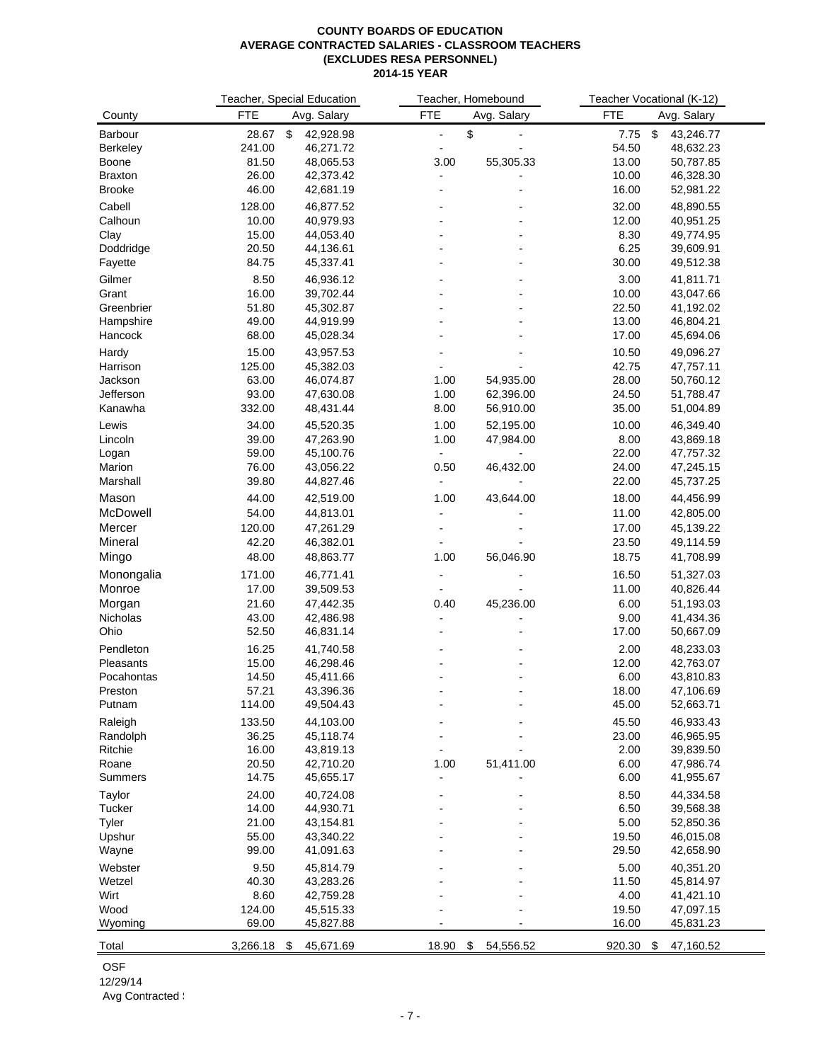**COUNTY BOARDS OF EDUCATION**
**AVERAGE CONTRACTED SALARIES - CLASSROOM TEACHERS**
**(EXCLUDES RESA PERSONNEL)**
**2014-15 YEAR**

| | Teacher, Special Education | | Teacher, Homebound | | Teacher Vocational (K-12) | |
|---|---|---|---|---|---|---|
| County | FTE | Avg. Salary | FTE | Avg. Salary | FTE | Avg. Salary |
| Barbour | 28.67 | $ 42,928.98 | - | $ - | 7.75 | $ 43,246.77 |
| Berkeley | 241.00 | 46,271.72 | - | - | 54.50 | 48,632.23 |
| Boone | 81.50 | 48,065.53 | 3.00 | 55,305.33 | 13.00 | 50,787.85 |
| Braxton | 26.00 | 42,373.42 | - | - | 10.00 | 46,328.30 |
| Brooke | 46.00 | 42,681.19 | - | - | 16.00 | 52,981.22 |
| Cabell | 128.00 | 46,877.52 | - | - | 32.00 | 48,890.55 |
| Calhoun | 10.00 | 40,979.93 | - | - | 12.00 | 40,951.25 |
| Clay | 15.00 | 44,053.40 | - | - | 8.30 | 49,774.95 |
| Doddridge | 20.50 | 44,136.61 | - | - | 6.25 | 39,609.91 |
| Fayette | 84.75 | 45,337.41 | - | - | 30.00 | 49,512.38 |
| Gilmer | 8.50 | 46,936.12 | - | - | 3.00 | 41,811.71 |
| Grant | 16.00 | 39,702.44 | - | - | 10.00 | 43,047.66 |
| Greenbrier | 51.80 | 45,302.87 | - | - | 22.50 | 41,192.02 |
| Hampshire | 49.00 | 44,919.99 | - | - | 13.00 | 46,804.21 |
| Hancock | 68.00 | 45,028.34 | - | - | 17.00 | 45,694.06 |
| Hardy | 15.00 | 43,957.53 | - | - | 10.50 | 49,096.27 |
| Harrison | 125.00 | 45,382.03 | - | - | 42.75 | 47,757.11 |
| Jackson | 63.00 | 46,074.87 | 1.00 | 54,935.00 | 28.00 | 50,760.12 |
| Jefferson | 93.00 | 47,630.08 | 1.00 | 62,396.00 | 24.50 | 51,788.47 |
| Kanawha | 332.00 | 48,431.44 | 8.00 | 56,910.00 | 35.00 | 51,004.89 |
| Lewis | 34.00 | 45,520.35 | 1.00 | 52,195.00 | 10.00 | 46,349.40 |
| Lincoln | 39.00 | 47,263.90 | 1.00 | 47,984.00 | 8.00 | 43,869.18 |
| Logan | 59.00 | 45,100.76 | - | - | 22.00 | 47,757.32 |
| Marion | 76.00 | 43,056.22 | 0.50 | 46,432.00 | 24.00 | 47,245.15 |
| Marshall | 39.80 | 44,827.46 | - | - | 22.00 | 45,737.25 |
| Mason | 44.00 | 42,519.00 | 1.00 | 43,644.00 | 18.00 | 44,456.99 |
| McDowell | 54.00 | 44,813.01 | - | - | 11.00 | 42,805.00 |
| Mercer | 120.00 | 47,261.29 | - | - | 17.00 | 45,139.22 |
| Mineral | 42.20 | 46,382.01 | - | - | 23.50 | 49,114.59 |
| Mingo | 48.00 | 48,863.77 | 1.00 | 56,046.90 | 18.75 | 41,708.99 |
| Monongalia | 171.00 | 46,771.41 | - | - | 16.50 | 51,327.03 |
| Monroe | 17.00 | 39,509.53 | - | - | 11.00 | 40,826.44 |
| Morgan | 21.60 | 47,442.35 | 0.40 | 45,236.00 | 6.00 | 51,193.03 |
| Nicholas | 43.00 | 42,486.98 | - | - | 9.00 | 41,434.36 |
| Ohio | 52.50 | 46,831.14 | - | - | 17.00 | 50,667.09 |
| Pendleton | 16.25 | 41,740.58 | - | - | 2.00 | 48,233.03 |
| Pleasants | 15.00 | 46,298.46 | - | - | 12.00 | 42,763.07 |
| Pocahontas | 14.50 | 45,411.66 | - | - | 6.00 | 43,810.83 |
| Preston | 57.21 | 43,396.36 | - | - | 18.00 | 47,106.69 |
| Putnam | 114.00 | 49,504.43 | - | - | 45.00 | 52,663.71 |
| Raleigh | 133.50 | 44,103.00 | - | - | 45.50 | 46,933.43 |
| Randolph | 36.25 | 45,118.74 | - | - | 23.00 | 46,965.95 |
| Ritchie | 16.00 | 43,819.13 | - | - | 2.00 | 39,839.50 |
| Roane | 20.50 | 42,710.20 | 1.00 | 51,411.00 | 6.00 | 47,986.74 |
| Summers | 14.75 | 45,655.17 | - | - | 6.00 | 41,955.67 |
| Taylor | 24.00 | 40,724.08 | - | - | 8.50 | 44,334.58 |
| Tucker | 14.00 | 44,930.71 | - | - | 6.50 | 39,568.38 |
| Tyler | 21.00 | 43,154.81 | - | - | 5.00 | 52,850.36 |
| Upshur | 55.00 | 43,340.22 | - | - | 19.50 | 46,015.08 |
| Wayne | 99.00 | 41,091.63 | - | - | 29.50 | 42,658.90 |
| Webster | 9.50 | 45,814.79 | - | - | 5.00 | 40,351.20 |
| Wetzel | 40.30 | 43,283.26 | - | - | 11.50 | 45,814.97 |
| Wirt | 8.60 | 42,759.28 | - | - | 4.00 | 41,421.10 |
| Wood | 124.00 | 45,515.33 | - | - | 19.50 | 47,097.15 |
| Wyoming | 69.00 | 45,827.88 | - | - | 16.00 | 45,831.23 |
| Total | 3,266.18 | $ 45,671.69 | 18.90 | $ 54,556.52 | 920.30 | $ 47,160.52 |

OSF
12/29/14
Avg Contracted S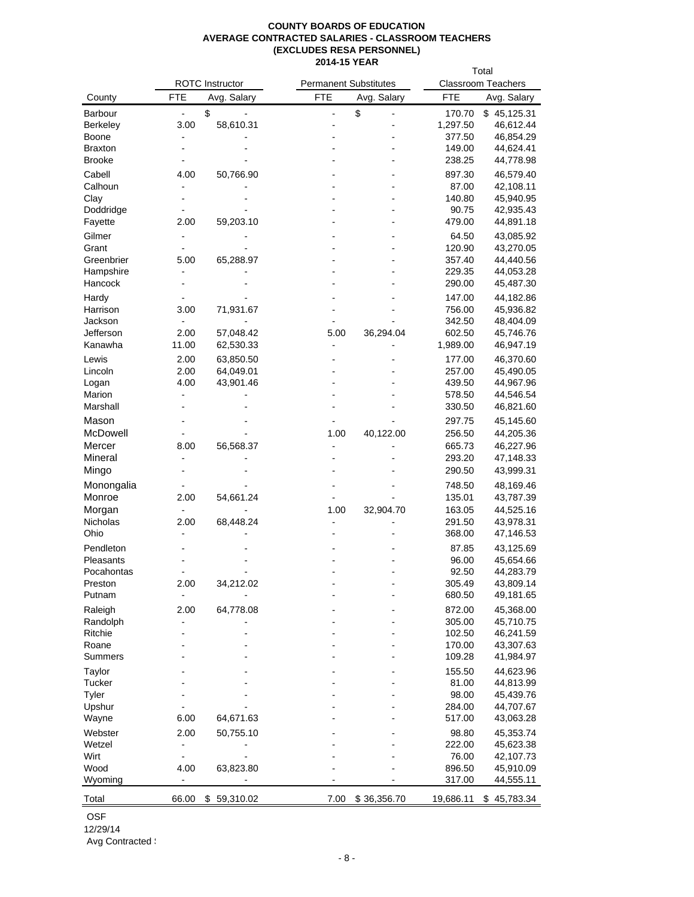**COUNTY BOARDS OF EDUCATION**
**AVERAGE CONTRACTED SALARIES - CLASSROOM TEACHERS**
**(EXCLUDES RESA PERSONNEL)**
**2014-15 YEAR**

| | ROTC Instructor | | Permanent Substitutes | | Total Classroom Teachers | |
|---|---|---|---|---|---|---|
| County | FTE | Avg. Salary | FTE | Avg. Salary | FTE | Avg. Salary |
| Barbour | - | $ - | - | $ - | 170.70 | $ 45,125.31 |
| Berkeley | 3.00 | 58,610.31 | - | - | 1,297.50 | 46,612.44 |
| Boone | - | - | - | - | 377.50 | 46,854.29 |
| Braxton | - | - | - | - | 149.00 | 44,624.41 |
| Brooke | - | - | - | - | 238.25 | 44,778.98 |
| Cabell | 4.00 | 50,766.90 | - | - | 897.30 | 46,579.40 |
| Calhoun | - | - | - | - | 87.00 | 42,108.11 |
| Clay | - | - | - | - | 140.80 | 45,940.95 |
| Doddridge | - | - | - | - | 90.75 | 42,935.43 |
| Fayette | 2.00 | 59,203.10 | - | - | 479.00 | 44,891.18 |
| Gilmer | - | - | - | - | 64.50 | 43,085.92 |
| Grant | - | - | - | - | 120.90 | 43,270.05 |
| Greenbrier | 5.00 | 65,288.97 | - | - | 357.40 | 44,440.56 |
| Hampshire | - | - | - | - | 229.35 | 44,053.28 |
| Hancock | - | - | - | - | 290.00 | 45,487.30 |
| Hardy | - | - | - | - | 147.00 | 44,182.86 |
| Harrison | 3.00 | 71,931.67 | - | - | 756.00 | 45,936.82 |
| Jackson | - | - | - | - | 342.50 | 48,404.09 |
| Jefferson | 2.00 | 57,048.42 | 5.00 | 36,294.04 | 602.50 | 45,746.76 |
| Kanawha | 11.00 | 62,530.33 | - | - | 1,989.00 | 46,947.19 |
| Lewis | 2.00 | 63,850.50 | - | - | 177.00 | 46,370.60 |
| Lincoln | 2.00 | 64,049.01 | - | - | 257.00 | 45,490.05 |
| Logan | 4.00 | 43,901.46 | - | - | 439.50 | 44,967.96 |
| Marion | - | - | - | - | 578.50 | 44,546.54 |
| Marshall | - | - | - | - | 330.50 | 46,821.60 |
| Mason | - | - | - | - | 297.75 | 45,145.60 |
| McDowell | - | - | 1.00 | 40,122.00 | 256.50 | 44,205.36 |
| Mercer | 8.00 | 56,568.37 | - | - | 665.73 | 46,227.96 |
| Mineral | - | - | - | - | 293.20 | 47,148.33 |
| Mingo | - | - | - | - | 290.50 | 43,999.31 |
| Monongalia | - | - | - | - | 748.50 | 48,169.46 |
| Monroe | 2.00 | 54,661.24 | - | - | 135.01 | 43,787.39 |
| Morgan | - | - | 1.00 | 32,904.70 | 163.05 | 44,525.16 |
| Nicholas | 2.00 | 68,448.24 | - | - | 291.50 | 43,978.31 |
| Ohio | - | - | - | - | 368.00 | 47,146.53 |
| Pendleton | - | - | - | - | 87.85 | 43,125.69 |
| Pleasants | - | - | - | - | 96.00 | 45,654.66 |
| Pocahontas | - | - | - | - | 92.50 | 44,283.79 |
| Preston | 2.00 | 34,212.02 | - | - | 305.49 | 43,809.14 |
| Putnam | - | - | - | - | 680.50 | 49,181.65 |
| Raleigh | 2.00 | 64,778.08 | - | - | 872.00 | 45,368.00 |
| Randolph | - | - | - | - | 305.00 | 45,710.75 |
| Ritchie | - | - | - | - | 102.50 | 46,241.59 |
| Roane | - | - | - | - | 170.00 | 43,307.63 |
| Summers | - | - | - | - | 109.28 | 41,984.97 |
| Taylor | - | - | - | - | 155.50 | 44,623.96 |
| Tucker | - | - | - | - | 81.00 | 44,813.99 |
| Tyler | - | - | - | - | 98.00 | 45,439.76 |
| Upshur | - | - | - | - | 284.00 | 44,707.67 |
| Wayne | 6.00 | 64,671.63 | - | - | 517.00 | 43,063.28 |
| Webster | 2.00 | 50,755.10 | - | - | 98.80 | 45,353.74 |
| Wetzel | - | - | - | - | 222.00 | 45,623.38 |
| Wirt | - | - | - | - | 76.00 | 42,107.73 |
| Wood | 4.00 | 63,823.80 | - | - | 896.50 | 45,910.09 |
| Wyoming | - | - | - | - | 317.00 | 44,555.11 |
| Total | 66.00 | $ 59,310.02 | 7.00 | $ 36,356.70 | 19,686.11 | $ 45,783.34 |

OSF
12/29/14
Avg Contracted !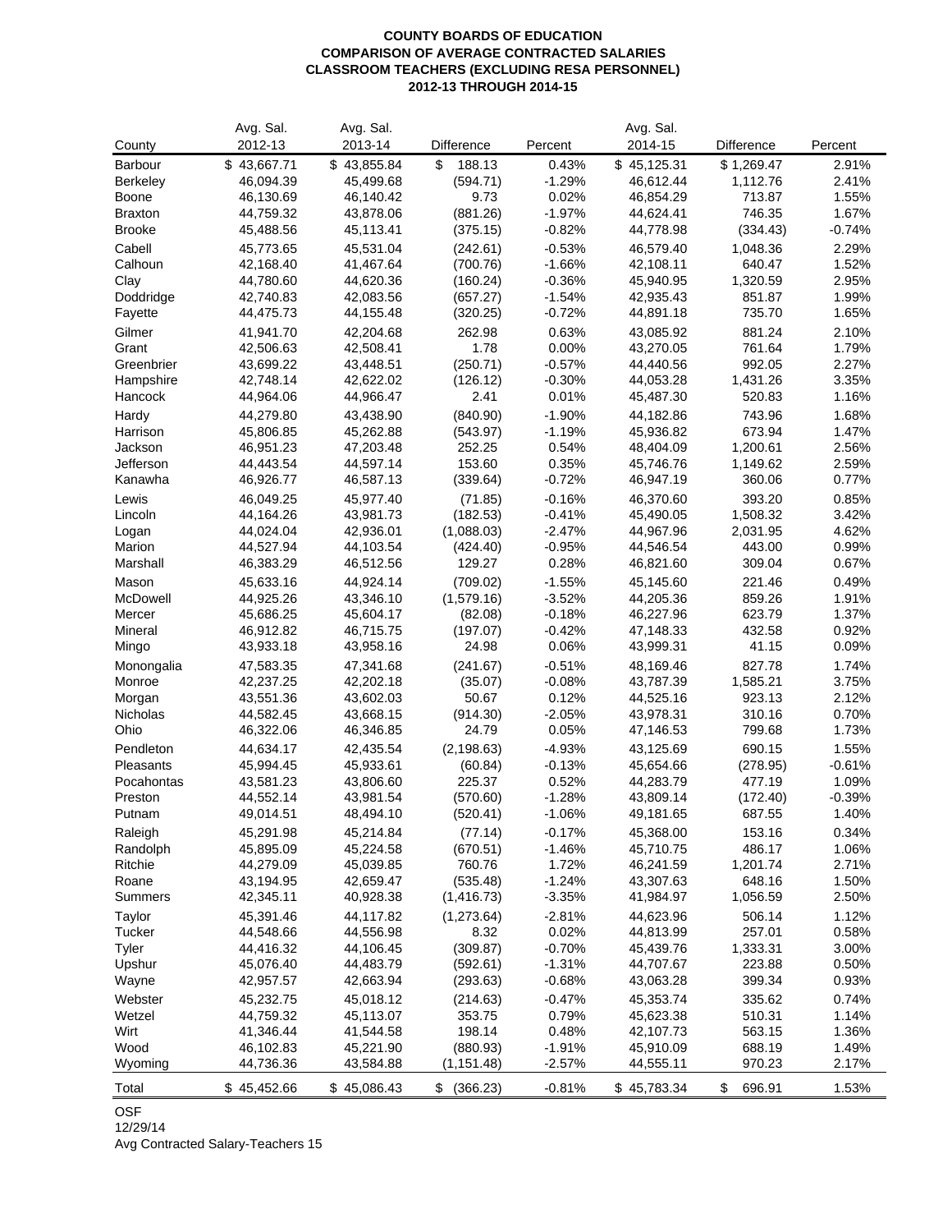**COUNTY BOARDS OF EDUCATION**
**COMPARISON OF AVERAGE CONTRACTED SALARIES**
**CLASSROOM TEACHERS (EXCLUDING RESA PERSONNEL)**
**2012-13 THROUGH 2014-15**

| County | Avg. Sal. 2012-13 | Avg. Sal. 2013-14 | Difference | Percent | Avg. Sal. 2014-15 | Difference | Percent |
|---|---|---|---|---|---|---|---|
| Barbour | $ 43,667.71 | $ 43,855.84 | $ 188.13 | 0.43% | $ 45,125.31 | $ 1,269.47 | 2.91% |
| Berkeley | 46,094.39 | 45,499.68 | (594.71) | -1.29% | 46,612.44 | 1,112.76 | 2.41% |
| Boone | 46,130.69 | 46,140.42 | 9.73 | 0.02% | 46,854.29 | 713.87 | 1.55% |
| Braxton | 44,759.32 | 43,878.06 | (881.26) | -1.97% | 44,624.41 | 746.35 | 1.67% |
| Brooke | 45,488.56 | 45,113.41 | (375.15) | -0.82% | 44,778.98 | (334.43) | -0.74% |
| Cabell | 45,773.65 | 45,531.04 | (242.61) | -0.53% | 46,579.40 | 1,048.36 | 2.29% |
| Calhoun | 42,168.40 | 41,467.64 | (700.76) | -1.66% | 42,108.11 | 640.47 | 1.52% |
| Clay | 44,780.60 | 44,620.36 | (160.24) | -0.36% | 45,940.95 | 1,320.59 | 2.95% |
| Doddridge | 42,740.83 | 42,083.56 | (657.27) | -1.54% | 42,935.43 | 851.87 | 1.99% |
| Fayette | 44,475.73 | 44,155.48 | (320.25) | -0.72% | 44,891.18 | 735.70 | 1.65% |
| Gilmer | 41,941.70 | 42,204.68 | 262.98 | 0.63% | 43,085.92 | 881.24 | 2.10% |
| Grant | 42,506.63 | 42,508.41 | 1.78 | 0.00% | 43,270.05 | 761.64 | 1.79% |
| Greenbrier | 43,699.22 | 43,448.51 | (250.71) | -0.57% | 44,440.56 | 992.05 | 2.27% |
| Hampshire | 42,748.14 | 42,622.02 | (126.12) | -0.30% | 44,053.28 | 1,431.26 | 3.35% |
| Hancock | 44,964.06 | 44,966.47 | 2.41 | 0.01% | 45,487.30 | 520.83 | 1.16% |
| Hardy | 44,279.80 | 43,438.90 | (840.90) | -1.90% | 44,182.86 | 743.96 | 1.68% |
| Harrison | 45,806.85 | 45,262.88 | (543.97) | -1.19% | 45,936.82 | 673.94 | 1.47% |
| Jackson | 46,951.23 | 47,203.48 | 252.25 | 0.54% | 48,404.09 | 1,200.61 | 2.56% |
| Jefferson | 44,443.54 | 44,597.14 | 153.60 | 0.35% | 45,746.76 | 1,149.62 | 2.59% |
| Kanawha | 46,926.77 | 46,587.13 | (339.64) | -0.72% | 46,947.19 | 360.06 | 0.77% |
| Lewis | 46,049.25 | 45,977.40 | (71.85) | -0.16% | 46,370.60 | 393.20 | 0.85% |
| Lincoln | 44,164.26 | 43,981.73 | (182.53) | -0.41% | 45,490.05 | 1,508.32 | 3.42% |
| Logan | 44,024.04 | 42,936.01 | (1,088.03) | -2.47% | 44,967.96 | 2,031.95 | 4.62% |
| Marion | 44,527.94 | 44,103.54 | (424.40) | -0.95% | 44,546.54 | 443.00 | 0.99% |
| Marshall | 46,383.29 | 46,512.56 | 129.27 | 0.28% | 46,821.60 | 309.04 | 0.67% |
| Mason | 45,633.16 | 44,924.14 | (709.02) | -1.55% | 45,145.60 | 221.46 | 0.49% |
| McDowell | 44,925.26 | 43,346.10 | (1,579.16) | -3.52% | 44,205.36 | 859.26 | 1.91% |
| Mercer | 45,686.25 | 45,604.17 | (82.08) | -0.18% | 46,227.96 | 623.79 | 1.37% |
| Mineral | 46,912.82 | 46,715.75 | (197.07) | -0.42% | 47,148.33 | 432.58 | 0.92% |
| Mingo | 43,933.18 | 43,958.16 | 24.98 | 0.06% | 43,999.31 | 41.15 | 0.09% |
| Monongalia | 47,583.35 | 47,341.68 | (241.67) | -0.51% | 48,169.46 | 827.78 | 1.74% |
| Monroe | 42,237.25 | 42,202.18 | (35.07) | -0.08% | 43,787.39 | 1,585.21 | 3.75% |
| Morgan | 43,551.36 | 43,602.03 | 50.67 | 0.12% | 44,525.16 | 923.13 | 2.12% |
| Nicholas | 44,582.45 | 43,668.15 | (914.30) | -2.05% | 43,978.31 | 310.16 | 0.70% |
| Ohio | 46,322.06 | 46,346.85 | 24.79 | 0.05% | 47,146.53 | 799.68 | 1.73% |
| Pendleton | 44,634.17 | 42,435.54 | (2,198.63) | -4.93% | 43,125.69 | 690.15 | 1.55% |
| Pleasants | 45,994.45 | 45,933.61 | (60.84) | -0.13% | 45,654.66 | (278.95) | -0.61% |
| Pocahontas | 43,581.23 | 43,806.60 | 225.37 | 0.52% | 44,283.79 | 477.19 | 1.09% |
| Preston | 44,552.14 | 43,981.54 | (570.60) | -1.28% | 43,809.14 | (172.40) | -0.39% |
| Putnam | 49,014.51 | 48,494.10 | (520.41) | -1.06% | 49,181.65 | 687.55 | 1.40% |
| Raleigh | 45,291.98 | 45,214.84 | (77.14) | -0.17% | 45,368.00 | 153.16 | 0.34% |
| Randolph | 45,895.09 | 45,224.58 | (670.51) | -1.46% | 45,710.75 | 486.17 | 1.06% |
| Ritchie | 44,279.09 | 45,039.85 | 760.76 | 1.72% | 46,241.59 | 1,201.74 | 2.71% |
| Roane | 43,194.95 | 42,659.47 | (535.48) | -1.24% | 43,307.63 | 648.16 | 1.50% |
| Summers | 42,345.11 | 40,928.38 | (1,416.73) | -3.35% | 41,984.97 | 1,056.59 | 2.50% |
| Taylor | 45,391.46 | 44,117.82 | (1,273.64) | -2.81% | 44,623.96 | 506.14 | 1.12% |
| Tucker | 44,548.66 | 44,556.98 | 8.32 | 0.02% | 44,813.99 | 257.01 | 0.58% |
| Tyler | 44,416.32 | 44,106.45 | (309.87) | -0.70% | 45,439.76 | 1,333.31 | 3.00% |
| Upshur | 45,076.40 | 44,483.79 | (592.61) | -1.31% | 44,707.67 | 223.88 | 0.50% |
| Wayne | 42,957.57 | 42,663.94 | (293.63) | -0.68% | 43,063.28 | 399.34 | 0.93% |
| Webster | 45,232.75 | 45,018.12 | (214.63) | -0.47% | 45,353.74 | 335.62 | 0.74% |
| Wetzel | 44,759.32 | 45,113.07 | 353.75 | 0.79% | 45,623.38 | 510.31 | 1.14% |
| Wirt | 41,346.44 | 41,544.58 | 198.14 | 0.48% | 42,107.73 | 563.15 | 1.36% |
| Wood | 46,102.83 | 45,221.90 | (880.93) | -1.91% | 45,910.09 | 688.19 | 1.49% |
| Wyoming | 44,736.36 | 43,584.88 | (1,151.48) | -2.57% | 44,555.11 | 970.23 | 2.17% |
| Total | $ 45,452.66 | $ 45,086.43 | $ (366.23) | -0.81% | $ 45,783.34 | $ 696.91 | 1.53% |

OSF
12/29/14
Avg Contracted Salary-Teachers 15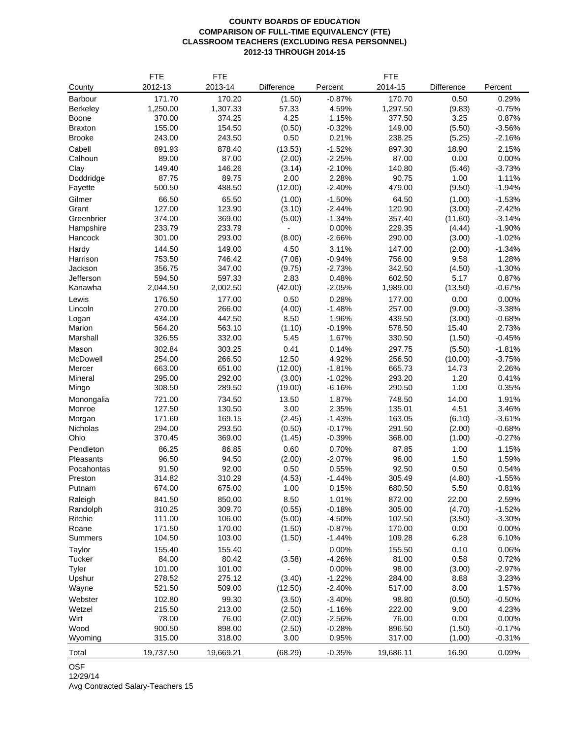**COUNTY BOARDS OF EDUCATION**
**COMPARISON OF FULL-TIME EQUIVALENCY (FTE)**
**CLASSROOM TEACHERS (EXCLUDING RESA PERSONNEL)**
**2012-13 THROUGH 2014-15**

| County | FTE 2012-13 | FTE 2013-14 | Difference | Percent | FTE 2014-15 | Difference | Percent |
|---|---|---|---|---|---|---|---|
| Barbour | 171.70 | 170.20 | (1.50) | -0.87% | 170.70 | 0.50 | 0.29% |
| Berkeley | 1,250.00 | 1,307.33 | 57.33 | 4.59% | 1,297.50 | (9.83) | -0.75% |
| Boone | 370.00 | 374.25 | 4.25 | 1.15% | 377.50 | 3.25 | 0.87% |
| Braxton | 155.00 | 154.50 | (0.50) | -0.32% | 149.00 | (5.50) | -3.56% |
| Brooke | 243.00 | 243.50 | 0.50 | 0.21% | 238.25 | (5.25) | -2.16% |
| Cabell | 891.93 | 878.40 | (13.53) | -1.52% | 897.30 | 18.90 | 2.15% |
| Calhoun | 89.00 | 87.00 | (2.00) | -2.25% | 87.00 | 0.00 | 0.00% |
| Clay | 149.40 | 146.26 | (3.14) | -2.10% | 140.80 | (5.46) | -3.73% |
| Doddridge | 87.75 | 89.75 | 2.00 | 2.28% | 90.75 | 1.00 | 1.11% |
| Fayette | 500.50 | 488.50 | (12.00) | -2.40% | 479.00 | (9.50) | -1.94% |
| Gilmer | 66.50 | 65.50 | (1.00) | -1.50% | 64.50 | (1.00) | -1.53% |
| Grant | 127.00 | 123.90 | (3.10) | -2.44% | 120.90 | (3.00) | -2.42% |
| Greenbrier | 374.00 | 369.00 | (5.00) | -1.34% | 357.40 | (11.60) | -3.14% |
| Hampshire | 233.79 | 233.79 | - | 0.00% | 229.35 | (4.44) | -1.90% |
| Hancock | 301.00 | 293.00 | (8.00) | -2.66% | 290.00 | (3.00) | -1.02% |
| Hardy | 144.50 | 149.00 | 4.50 | 3.11% | 147.00 | (2.00) | -1.34% |
| Harrison | 753.50 | 746.42 | (7.08) | -0.94% | 756.00 | 9.58 | 1.28% |
| Jackson | 356.75 | 347.00 | (9.75) | -2.73% | 342.50 | (4.50) | -1.30% |
| Jefferson | 594.50 | 597.33 | 2.83 | 0.48% | 602.50 | 5.17 | 0.87% |
| Kanawha | 2,044.50 | 2,002.50 | (42.00) | -2.05% | 1,989.00 | (13.50) | -0.67% |
| Lewis | 176.50 | 177.00 | 0.50 | 0.28% | 177.00 | 0.00 | 0.00% |
| Lincoln | 270.00 | 266.00 | (4.00) | -1.48% | 257.00 | (9.00) | -3.38% |
| Logan | 434.00 | 442.50 | 8.50 | 1.96% | 439.50 | (3.00) | -0.68% |
| Marion | 564.20 | 563.10 | (1.10) | -0.19% | 578.50 | 15.40 | 2.73% |
| Marshall | 326.55 | 332.00 | 5.45 | 1.67% | 330.50 | (1.50) | -0.45% |
| Mason | 302.84 | 303.25 | 0.41 | 0.14% | 297.75 | (5.50) | -1.81% |
| McDowell | 254.00 | 266.50 | 12.50 | 4.92% | 256.50 | (10.00) | -3.75% |
| Mercer | 663.00 | 651.00 | (12.00) | -1.81% | 665.73 | 14.73 | 2.26% |
| Mineral | 295.00 | 292.00 | (3.00) | -1.02% | 293.20 | 1.20 | 0.41% |
| Mingo | 308.50 | 289.50 | (19.00) | -6.16% | 290.50 | 1.00 | 0.35% |
| Monongalia | 721.00 | 734.50 | 13.50 | 1.87% | 748.50 | 14.00 | 1.91% |
| Monroe | 127.50 | 130.50 | 3.00 | 2.35% | 135.01 | 4.51 | 3.46% |
| Morgan | 171.60 | 169.15 | (2.45) | -1.43% | 163.05 | (6.10) | -3.61% |
| Nicholas | 294.00 | 293.50 | (0.50) | -0.17% | 291.50 | (2.00) | -0.68% |
| Ohio | 370.45 | 369.00 | (1.45) | -0.39% | 368.00 | (1.00) | -0.27% |
| Pendleton | 86.25 | 86.85 | 0.60 | 0.70% | 87.85 | 1.00 | 1.15% |
| Pleasants | 96.50 | 94.50 | (2.00) | -2.07% | 96.00 | 1.50 | 1.59% |
| Pocahontas | 91.50 | 92.00 | 0.50 | 0.55% | 92.50 | 0.50 | 0.54% |
| Preston | 314.82 | 310.29 | (4.53) | -1.44% | 305.49 | (4.80) | -1.55% |
| Putnam | 674.00 | 675.00 | 1.00 | 0.15% | 680.50 | 5.50 | 0.81% |
| Raleigh | 841.50 | 850.00 | 8.50 | 1.01% | 872.00 | 22.00 | 2.59% |
| Randolph | 310.25 | 309.70 | (0.55) | -0.18% | 305.00 | (4.70) | -1.52% |
| Ritchie | 111.00 | 106.00 | (5.00) | -4.50% | 102.50 | (3.50) | -3.30% |
| Roane | 171.50 | 170.00 | (1.50) | -0.87% | 170.00 | 0.00 | 0.00% |
| Summers | 104.50 | 103.00 | (1.50) | -1.44% | 109.28 | 6.28 | 6.10% |
| Taylor | 155.40 | 155.40 | - | 0.00% | 155.50 | 0.10 | 0.06% |
| Tucker | 84.00 | 80.42 | (3.58) | -4.26% | 81.00 | 0.58 | 0.72% |
| Tyler | 101.00 | 101.00 | - | 0.00% | 98.00 | (3.00) | -2.97% |
| Upshur | 278.52 | 275.12 | (3.40) | -1.22% | 284.00 | 8.88 | 3.23% |
| Wayne | 521.50 | 509.00 | (12.50) | -2.40% | 517.00 | 8.00 | 1.57% |
| Webster | 102.80 | 99.30 | (3.50) | -3.40% | 98.80 | (0.50) | -0.50% |
| Wetzel | 215.50 | 213.00 | (2.50) | -1.16% | 222.00 | 9.00 | 4.23% |
| Wirt | 78.00 | 76.00 | (2.00) | -2.56% | 76.00 | 0.00 | 0.00% |
| Wood | 900.50 | 898.00 | (2.50) | -0.28% | 896.50 | (1.50) | -0.17% |
| Wyoming | 315.00 | 318.00 | 3.00 | 0.95% | 317.00 | (1.00) | -0.31% |
| Total | 19,737.50 | 19,669.21 | (68.29) | -0.35% | 19,686.11 | 16.90 | 0.09% |

OSF
12/29/14
Avg Contracted Salary-Teachers 15